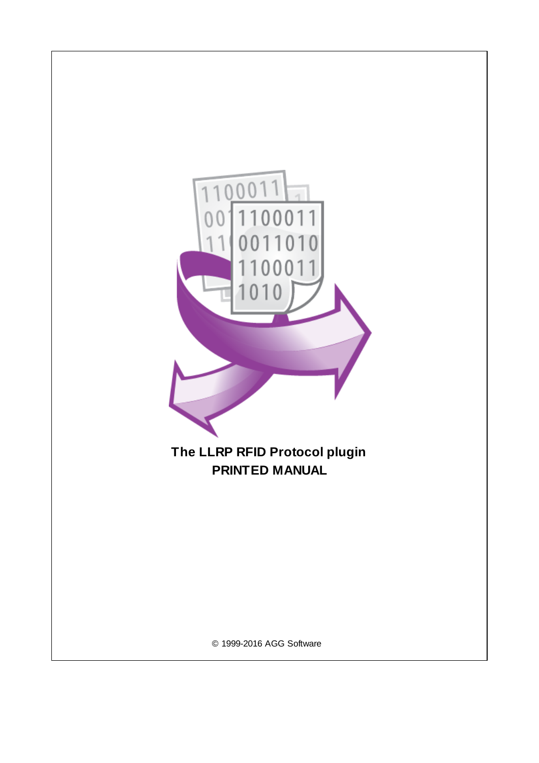# The LLRP RFID Protocol plugin
# PRINTED MANUAL

© 1999-2016 AGG Software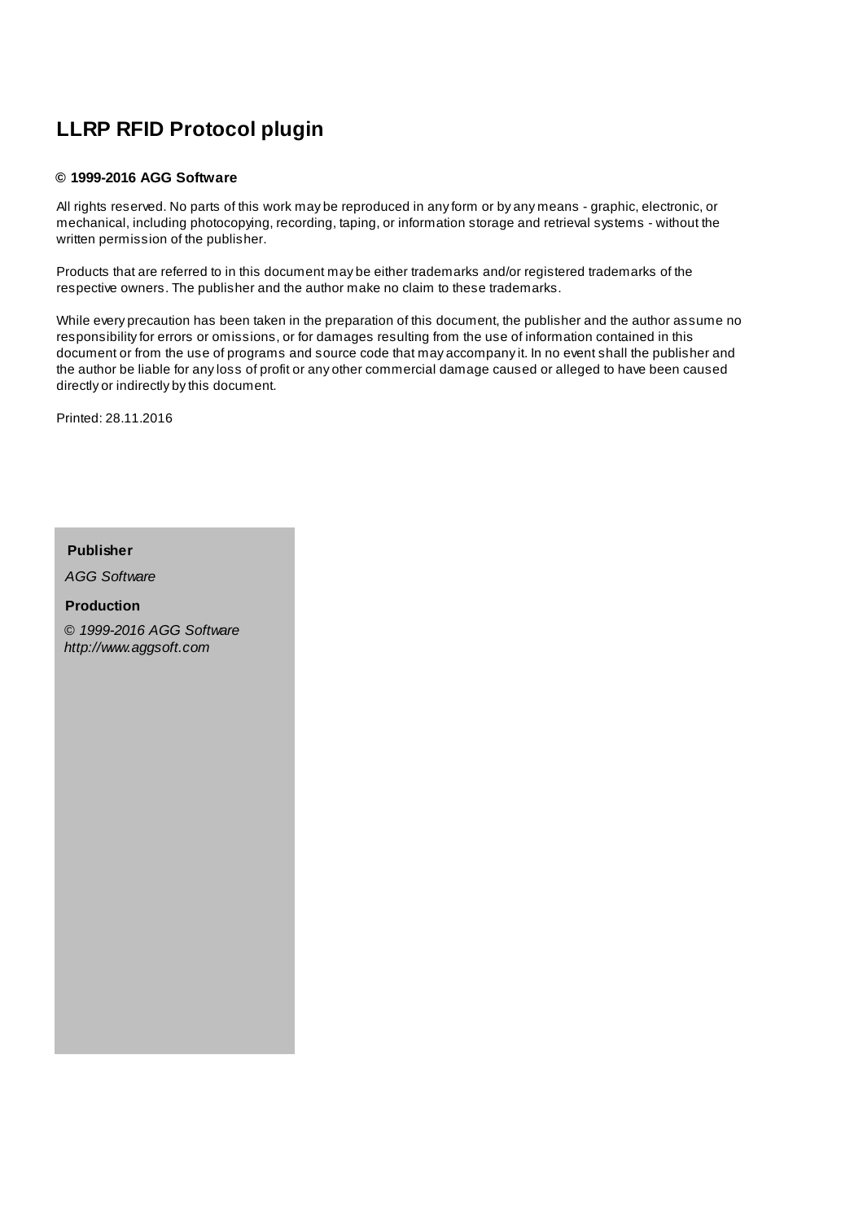# LLRP RFID Protocol plugin

**© 1999-2016 AGG Software**

All rights reserved. No parts of this work may be reproduced in any form or by any means - graphic, electronic, or mechanical, including photocopying, recording, taping, or information storage and retrieval systems - without the written permission of the publisher.

Products that are referred to in this document may be either trademarks and/or registered trademarks of the respective owners. The publisher and the author make no claim to these trademarks.

While every precaution has been taken in the preparation of this document, the publisher and the author assume no responsibility for errors or omissions, or for damages resulting from the use of information contained in this document or from the use of programs and source code that may accompany it. In no event shall the publisher and the author be liable for any loss of profit or any other commercial damage caused or alleged to have been caused directly or indirectly by this document.

Printed: 28.11.2016

**Publisher**

*AGG Software*

**Production**

*© 1999-2016 AGG Software*
*http://www.aggsoft.com*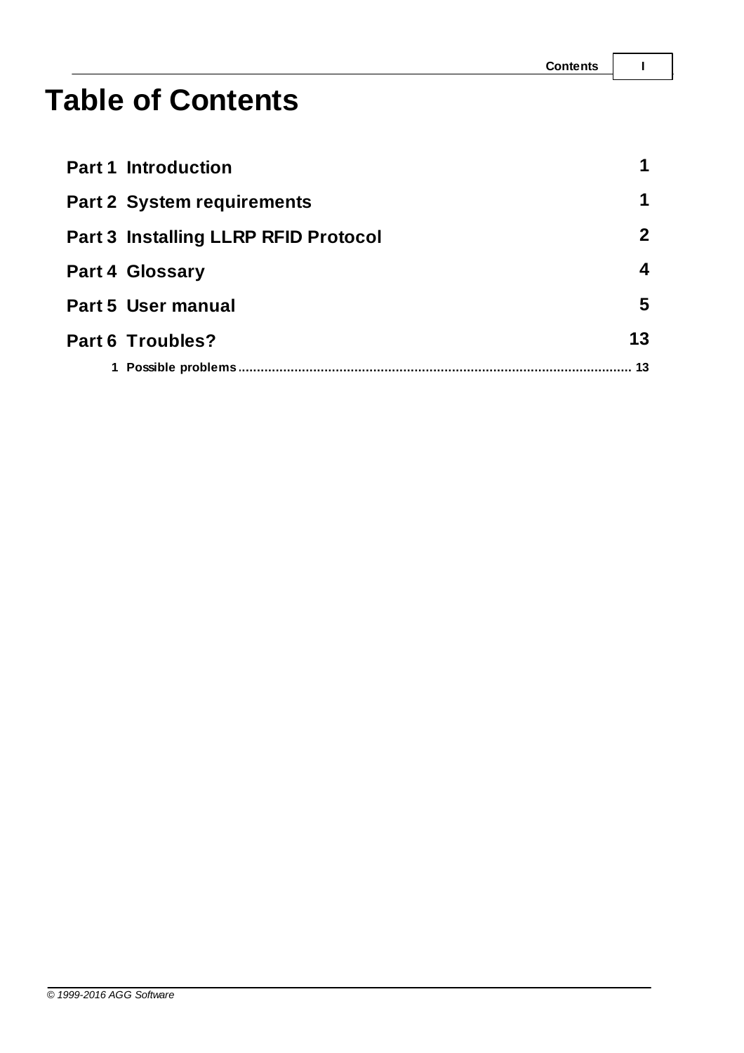# Table of Contents

**Part 1 Introduction** 1

**Part 2 System requirements** 1

**Part 3 Installing LLRP RFID Protocol** 2

**Part 4 Glossary** 4

**Part 5 User manual** 5

**Part 6 Troubles?** 13

1 Possible problems ........................................................................................................ 13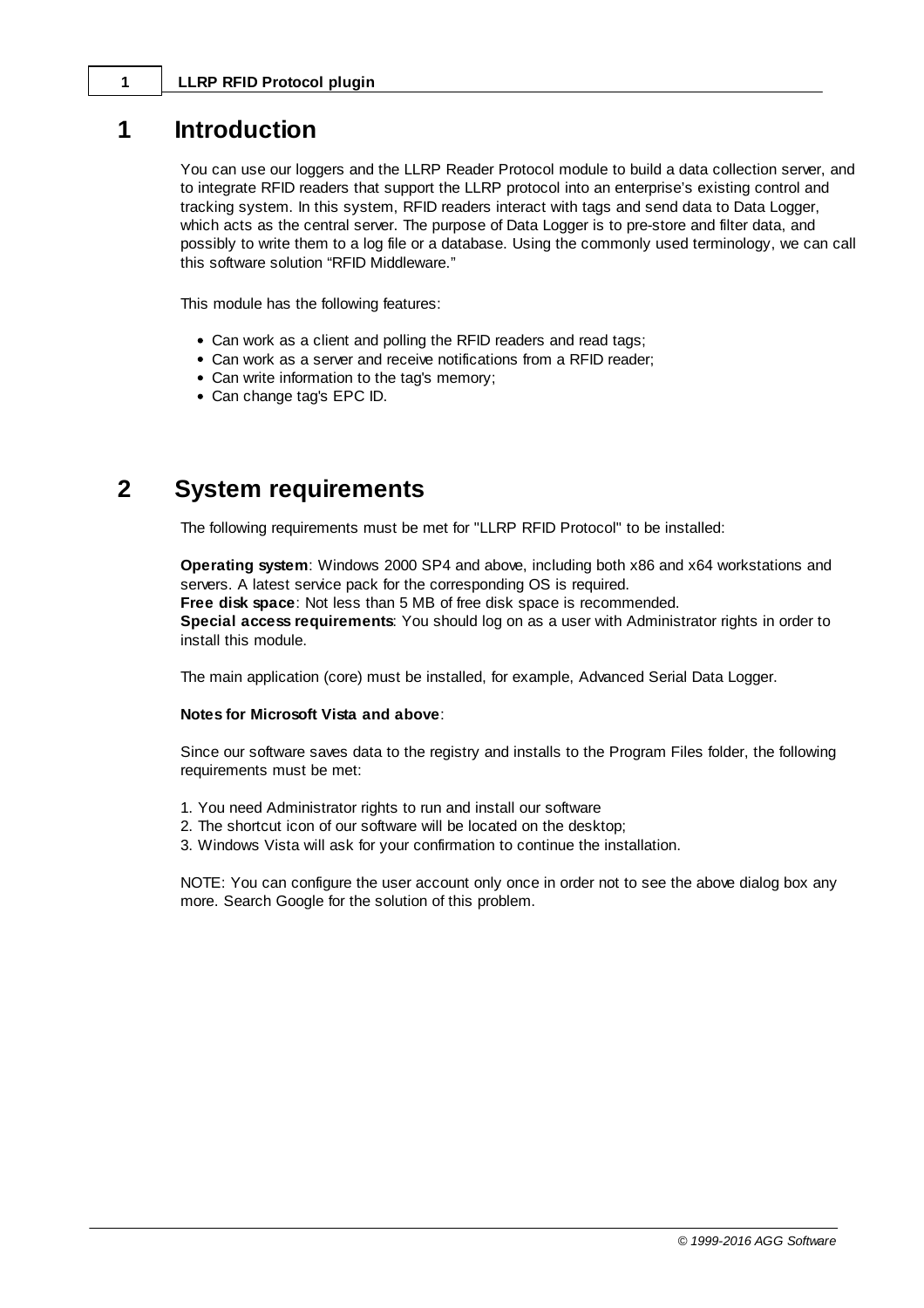# 1 Introduction

You can use our loggers and the LLRP Reader Protocol module to build a data collection server, and to integrate RFID readers that support the LLRP protocol into an enterprise's existing control and tracking system. In this system, RFID readers interact with tags and send data to Data Logger, which acts as the central server. The purpose of Data Logger is to pre-store and filter data, and possibly to write them to a log file or a database. Using the commonly used terminology, we can call this software solution “RFID Middleware.”

This module has the following features:

- Can work as a client and polling the RFID readers and read tags;
- Can work as a server and receive notifications from a RFID reader;
- Can write information to the tag's memory;
- Can change tag's EPC ID.

# 2 System requirements

The following requirements must be met for "LLRP RFID Protocol" to be installed:

**Operating system**: Windows 2000 SP4 and above, including both x86 and x64 workstations and servers. A latest service pack for the corresponding OS is required.
**Free disk space**: Not less than 5 MB of free disk space is recommended.
**Special access requirements**: You should log on as a user with Administrator rights in order to install this module.

The main application (core) must be installed, for example, Advanced Serial Data Logger.

**Notes for Microsoft Vista and above**:

Since our software saves data to the registry and installs to the Program Files folder, the following requirements must be met:

1. You need Administrator rights to run and install our software
2. The shortcut icon of our software will be located on the desktop;
3. Windows Vista will ask for your confirmation to continue the installation.

NOTE: You can configure the user account only once in order not to see the above dialog box any more. Search Google for the solution of this problem.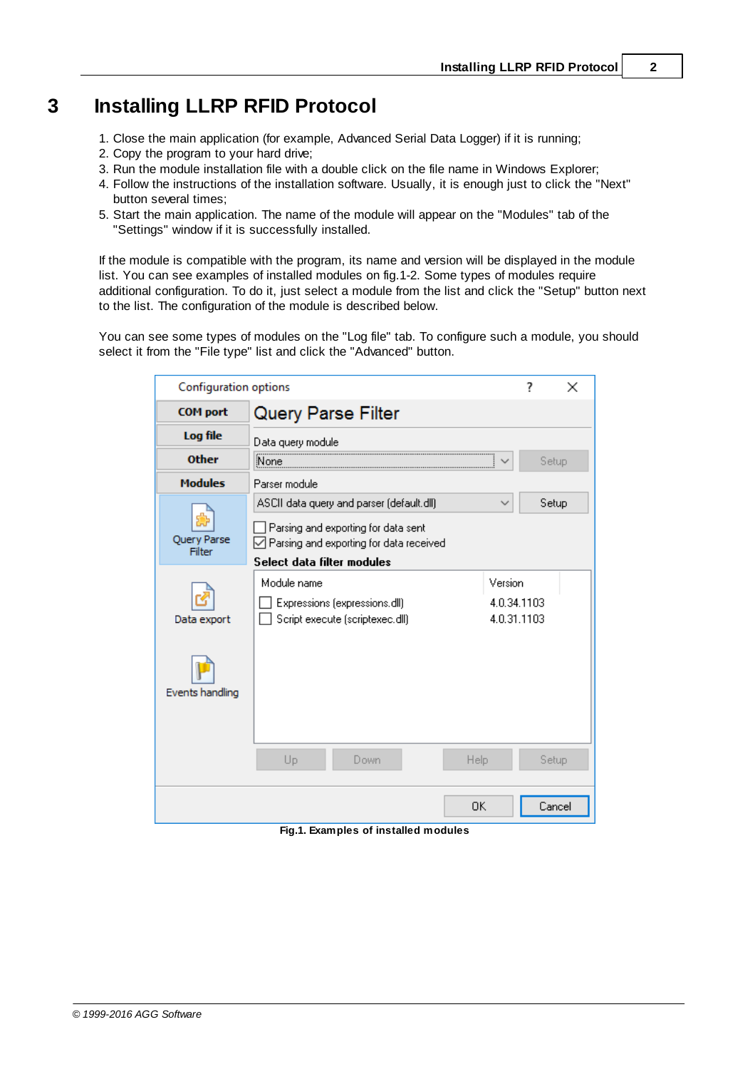# 3 Installing LLRP RFID Protocol

1. Close the main application (for example, Advanced Serial Data Logger) if it is running;
2. Copy the program to your hard drive;
3. Run the module installation file with a double click on the file name in Windows Explorer;
4. Follow the instructions of the installation software. Usually, it is enough just to click the "Next" button several times;
5. Start the main application. The name of the module will appear on the "Modules" tab of the "Settings" window if it is successfully installed.

If the module is compatible with the program, its name and version will be displayed in the module list. You can see examples of installed modules on fig.1-2. Some types of modules require additional configuration. To do it, just select a module from the list and click the "Setup" button next to the list. The configuration of the module is described below.

You can see some types of modules on the "Log file" tab. To configure such a module, you should select it from the "File type" list and click the "Advanced" button.

**Fig.1. Examples of installed modules**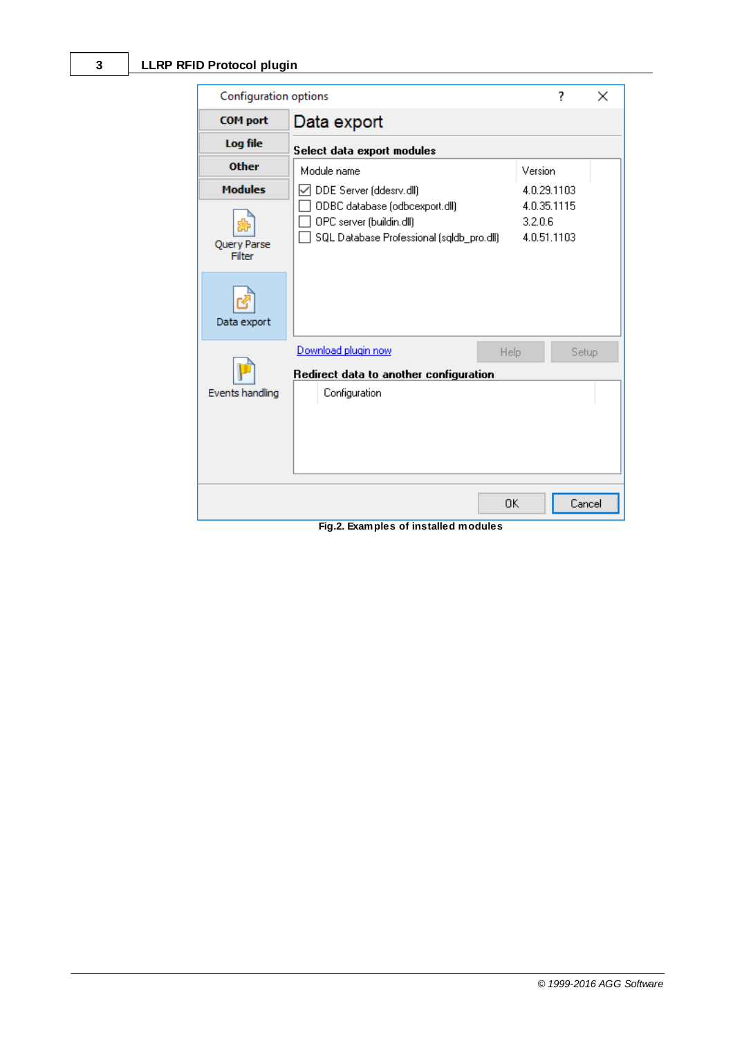Configuration options

COM port
Log file
Other
Modules
Query Parse Filter
Data export
Events handling

Data export

Select data export modules

| Module name | Version |
|---|---|
| ☑ DDE Server (ddesrv.dll) | 4.0.29.1103 |
| ☐ ODBC database (odbcexport.dll) | 4.0.35.1115 |
| ☐ OPC server (buildin.dll) | 3.2.0.6 |
| ☐ SQL Database Professional (sqldb_pro.dll) | 4.0.51.1103 |

Download plugin now    Help    Setup

Redirect data to another configuration

Configuration

OK    Cancel

**Fig.2. Examples of installed modules**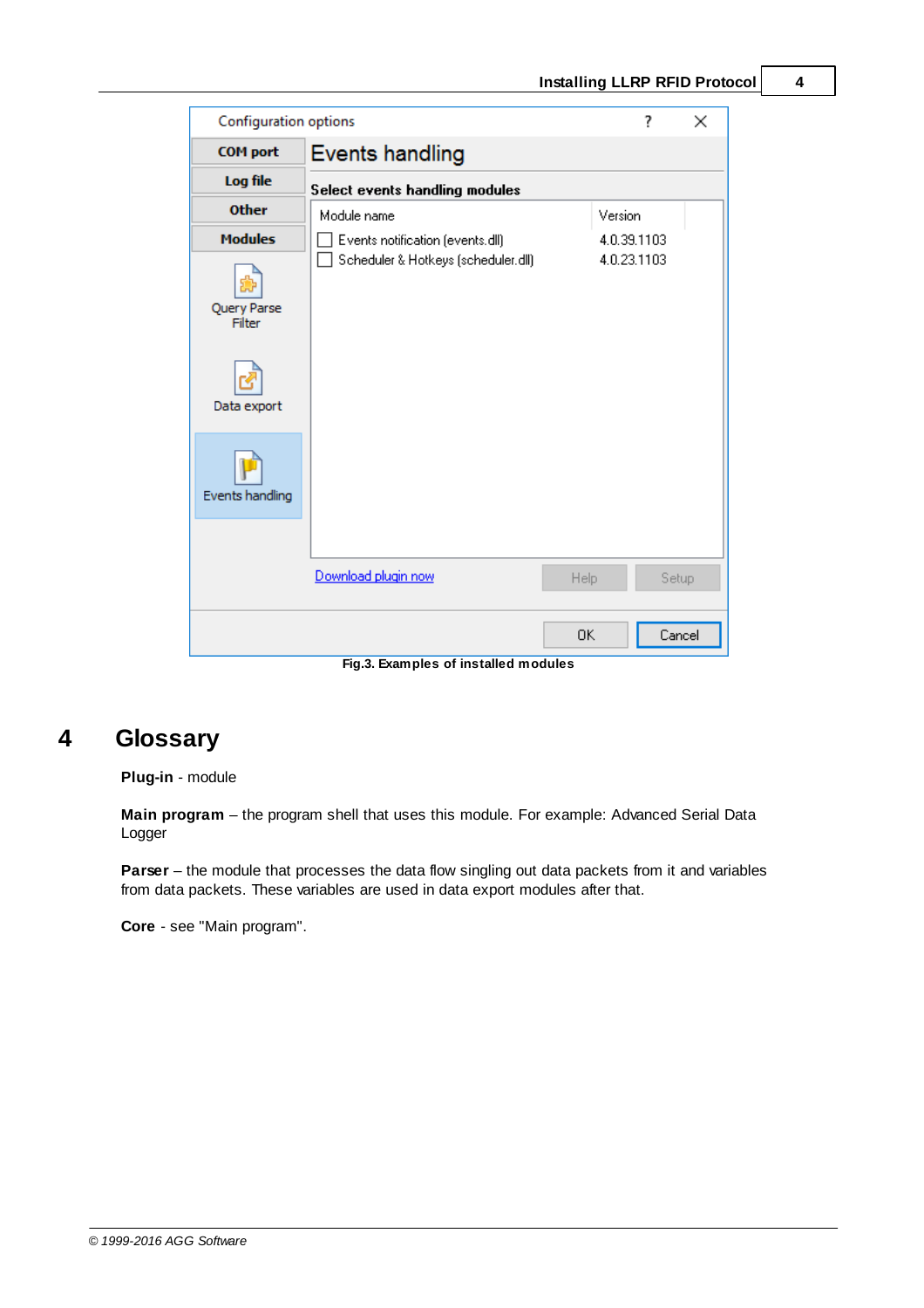Fig.3. Examples of installed modules

# 4 Glossary

**Plug-in** - module

**Main program** – the program shell that uses this module. For example: Advanced Serial Data Logger

**Parser** – the module that processes the data flow singling out data packets from it and variables from data packets. These variables are used in data export modules after that.

**Core** - see "Main program".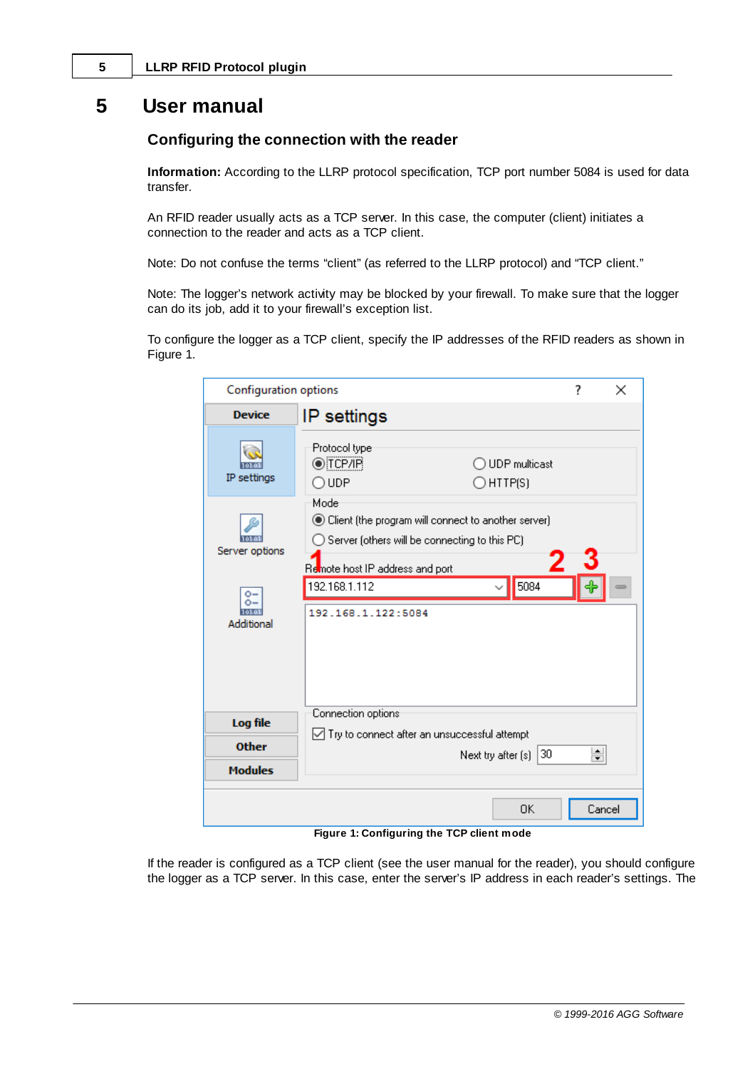# 5 User manual

## Configuring the connection with the reader

**Information:** According to the LLRP protocol specification, TCP port number 5084 is used for data transfer.

An RFID reader usually acts as a TCP server. In this case, the computer (client) initiates a connection to the reader and acts as a TCP client.

Note: Do not confuse the terms “client” (as referred to the LLRP protocol) and “TCP client.”

Note: The logger’s network activity may be blocked by your firewall. To make sure that the logger can do its job, add it to your firewall’s exception list.

To configure the logger as a TCP client, specify the IP addresses of the RFID readers as shown in Figure 1.

**Figure 1: Configuring the TCP client mode**

If the reader is configured as a TCP client (see the user manual for the reader), you should configure the logger as a TCP server. In this case, enter the server’s IP address in each reader’s settings. The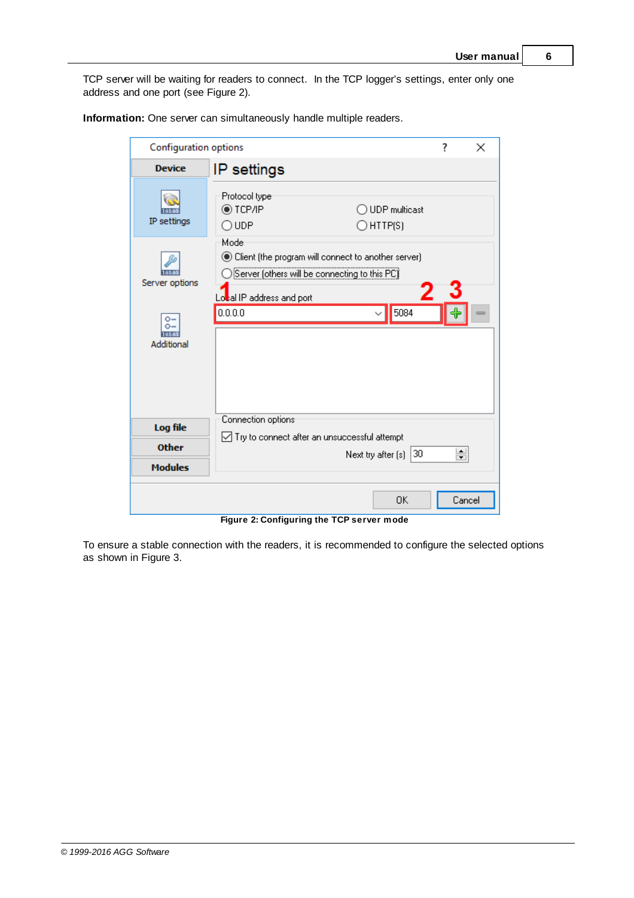TCP server will be waiting for readers to connect. In the TCP logger's settings, enter only one address and one port (see Figure 2).

**Information:** One server can simultaneously handle multiple readers.

**Figure 2: Configuring the TCP server mode**

To ensure a stable connection with the readers, it is recommended to configure the selected options as shown in Figure 3.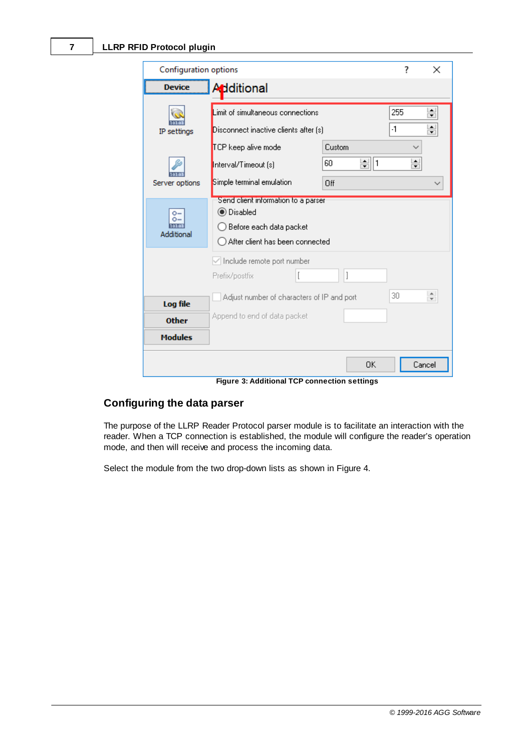Figure 3: Additional TCP connection settings

## Configuring the data parser

The purpose of the LLRP Reader Protocol parser module is to facilitate an interaction with the reader. When a TCP connection is established, the module will configure the reader's operation mode, and then will receive and process the incoming data.

Select the module from the two drop-down lists as shown in Figure 4.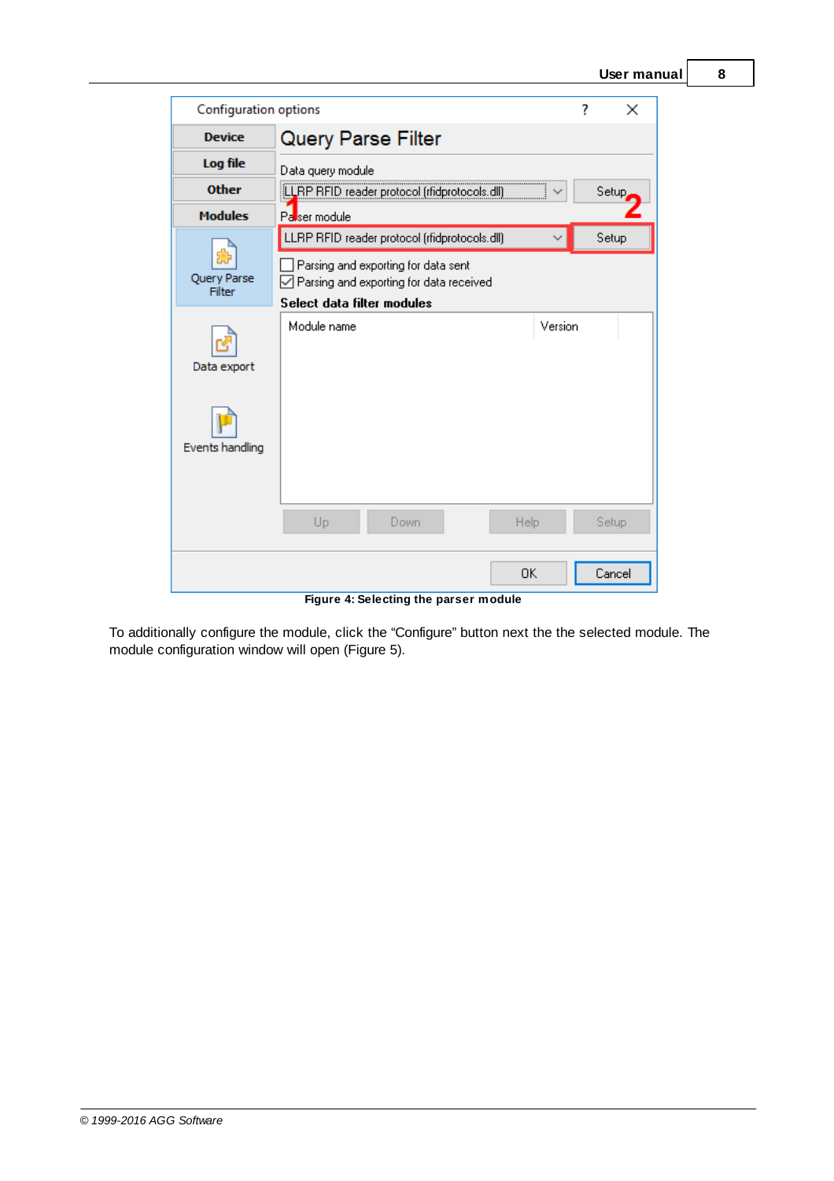Figure 4: Selecting the parser module

To additionally configure the module, click the “Configure” button next the the selected module. The module configuration window will open (Figure 5).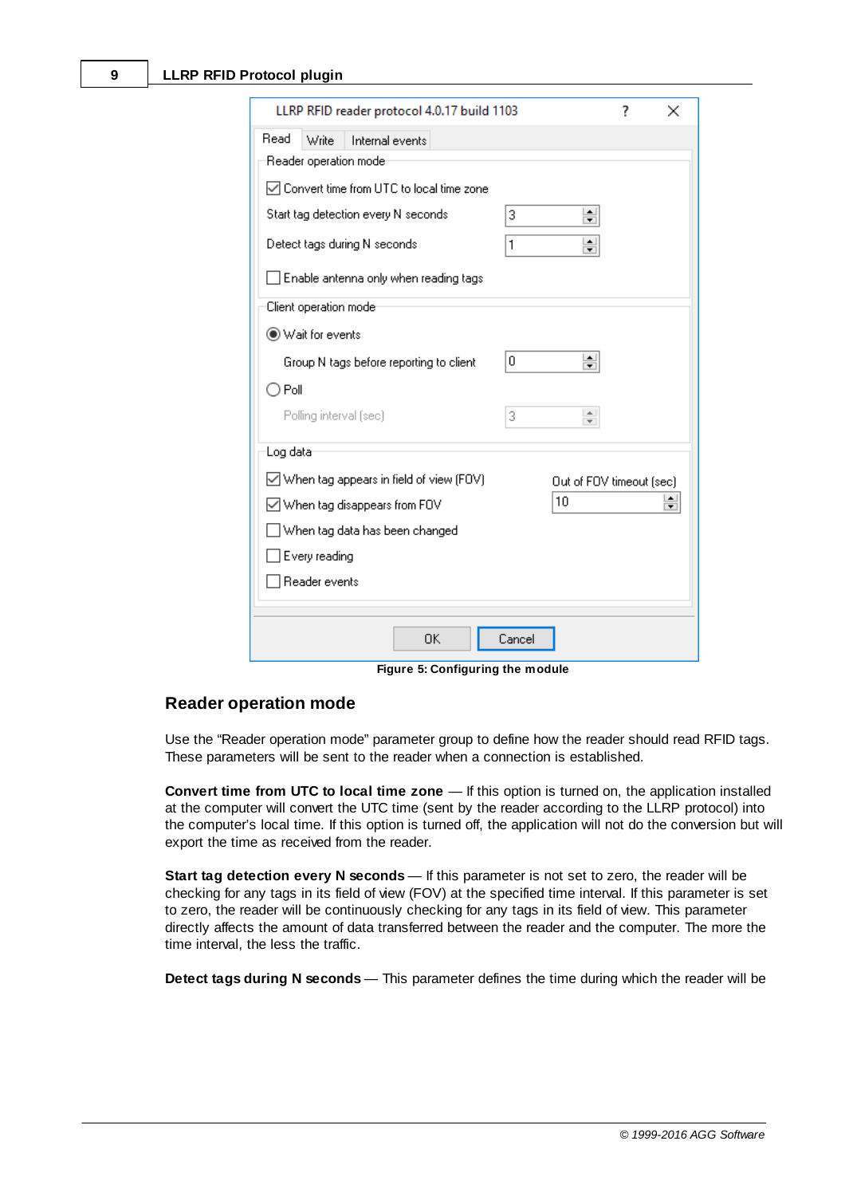Figure 5: Configuring the module

## Reader operation mode

Use the “Reader operation mode” parameter group to define how the reader should read RFID tags. These parameters will be sent to the reader when a connection is established.

**Convert time from UTC to local time zone** — If this option is turned on, the application installed at the computer will convert the UTC time (sent by the reader according to the LLRP protocol) into the computer's local time. If this option is turned off, the application will not do the conversion but will export the time as received from the reader.

**Start tag detection every N seconds** — If this parameter is not set to zero, the reader will be checking for any tags in its field of view (FOV) at the specified time interval. If this parameter is set to zero, the reader will be continuously checking for any tags in its field of view. This parameter directly affects the amount of data transferred between the reader and the computer. The more the time interval, the less the traffic.

**Detect tags during N seconds** — This parameter defines the time during which the reader will be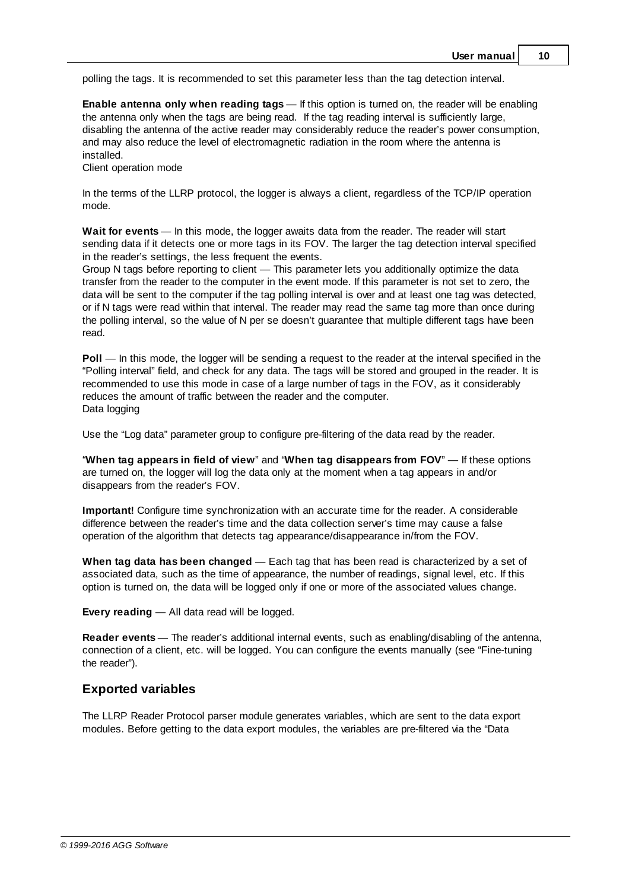polling the tags. It is recommended to set this parameter less than the tag detection interval.

**Enable antenna only when reading tags** — If this option is turned on, the reader will be enabling the antenna only when the tags are being read. If the tag reading interval is sufficiently large, disabling the antenna of the active reader may considerably reduce the reader's power consumption, and may also reduce the level of electromagnetic radiation in the room where the antenna is installed.

Client operation mode

In the terms of the LLRP protocol, the logger is always a client, regardless of the TCP/IP operation mode.

**Wait for events** — In this mode, the logger awaits data from the reader. The reader will start sending data if it detects one or more tags in its FOV. The larger the tag detection interval specified in the reader's settings, the less frequent the events.

Group N tags before reporting to client — This parameter lets you additionally optimize the data transfer from the reader to the computer in the event mode. If this parameter is not set to zero, the data will be sent to the computer if the tag polling interval is over and at least one tag was detected, or if N tags were read within that interval. The reader may read the same tag more than once during the polling interval, so the value of N per se doesn't guarantee that multiple different tags have been read.

**Poll** — In this mode, the logger will be sending a request to the reader at the interval specified in the "Polling interval" field, and check for any data. The tags will be stored and grouped in the reader. It is recommended to use this mode in case of a large number of tags in the FOV, as it considerably reduces the amount of traffic between the reader and the computer.

Data logging

Use the "Log data" parameter group to configure pre-filtering of the data read by the reader.

"**When tag appears in field of view**" and "**When tag disappears from FOV**" — If these options are turned on, the logger will log the data only at the moment when a tag appears in and/or disappears from the reader's FOV.

**Important!** Configure time synchronization with an accurate time for the reader. A considerable difference between the reader's time and the data collection server's time may cause a false operation of the algorithm that detects tag appearance/disappearance in/from the FOV.

**When tag data has been changed** — Each tag that has been read is characterized by a set of associated data, such as the time of appearance, the number of readings, signal level, etc. If this option is turned on, the data will be logged only if one or more of the associated values change.

**Every reading** — All data read will be logged.

**Reader events** — The reader's additional internal events, such as enabling/disabling of the antenna, connection of a client, etc. will be logged. You can configure the events manually (see "Fine-tuning the reader").

## Exported variables

The LLRP Reader Protocol parser module generates variables, which are sent to the data export modules. Before getting to the data export modules, the variables are pre-filtered via the "Data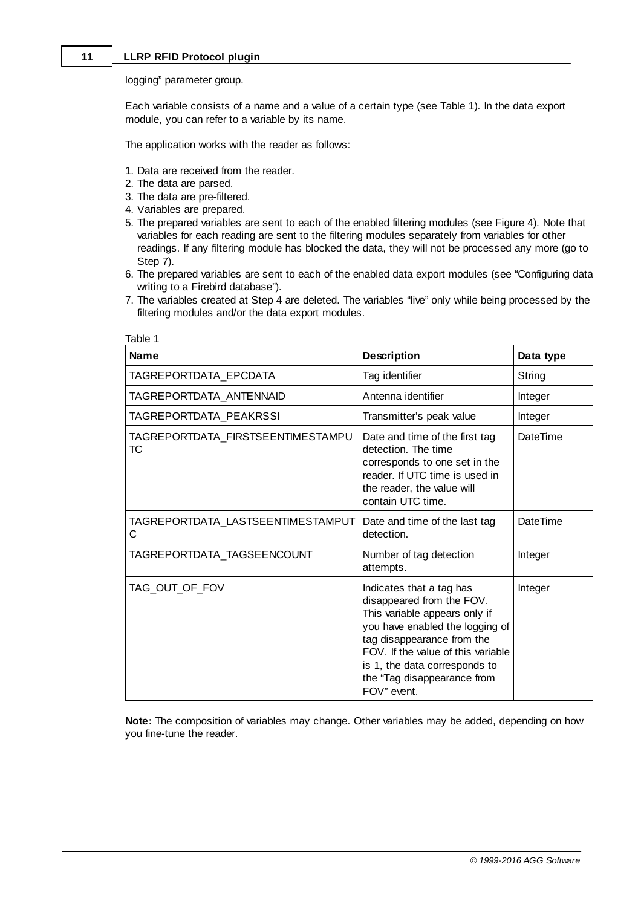logging" parameter group.

Each variable consists of a name and a value of a certain type (see Table 1). In the data export module, you can refer to a variable by its name.

The application works with the reader as follows:

1. Data are received from the reader.
2. The data are parsed.
3. The data are pre-filtered.
4. Variables are prepared.
5. The prepared variables are sent to each of the enabled filtering modules (see Figure 4). Note that variables for each reading are sent to the filtering modules separately from variables for other readings. If any filtering module has blocked the data, they will not be processed any more (go to Step 7).
6. The prepared variables are sent to each of the enabled data export modules (see "Configuring data writing to a Firebird database").
7. The variables created at Step 4 are deleted. The variables "live" only while being processed by the filtering modules and/or the data export modules.

Table 1

| Name | Description | Data type |
|---|---|---|
| TAGREPORTDATA_EPCDATA | Tag identifier | String |
| TAGREPORTDATA_ANTENNAID | Antenna identifier | Integer |
| TAGREPORTDATA_PEAKRSSI | Transmitter's peak value | Integer |
| TAGREPORTDATA_FIRSTSEENTIMESTAMPUTC | Date and time of the first tag detection. The time corresponds to one set in the reader. If UTC time is used in the reader, the value will contain UTC time. | DateTime |
| TAGREPORTDATA_LASTSEENTIMESTAMPUTC | Date and time of the last tag detection. | DateTime |
| TAGREPORTDATA_TAGSEENCOUNT | Number of tag detection attempts. | Integer |
| TAG_OUT_OF_FOV | Indicates that a tag has disappeared from the FOV. This variable appears only if you have enabled the logging of tag disappearance from the FOV. If the value of this variable is 1, the data corresponds to the "Tag disappearance from FOV" event. | Integer |

**Note:** The composition of variables may change. Other variables may be added, depending on how you fine-tune the reader.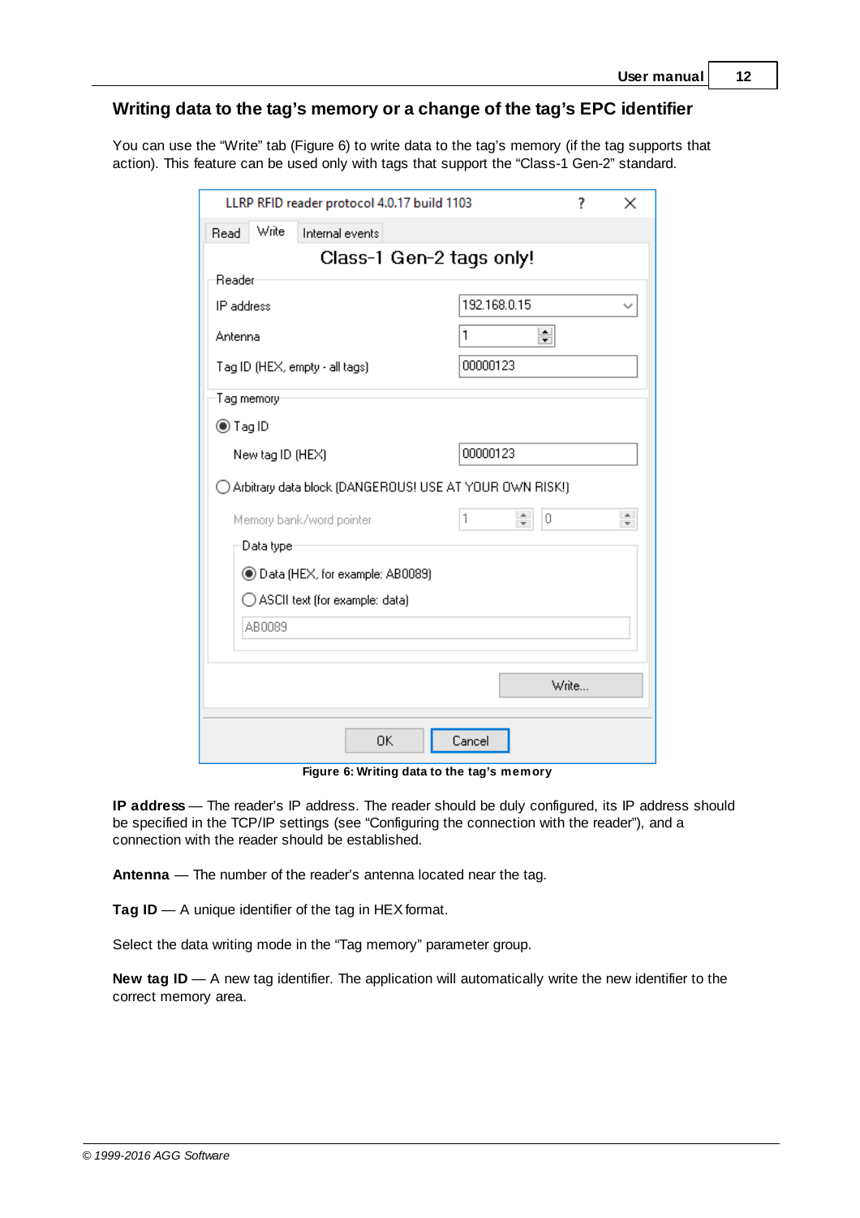## Writing data to the tag's memory or a change of the tag's EPC identifier

You can use the "Write" tab (Figure 6) to write data to the tag's memory (if the tag supports that action). This feature can be used only with tags that support the "Class-1 Gen-2" standard.

LLRP RFID reader protocol 4.0.17 build 1103

Read | Write | Internal events

Class-1 Gen-2 tags only!

Reader

IP address: 192.168.0.15

Antenna: 1

Tag ID (HEX, empty - all tags): 00000123

Tag memory

Tag ID

New tag ID (HEX): 00000123

Arbitrary data block (DANGEROUS! USE AT YOUR OWN RISK!)

Memory bank/word pointer: 1 | 0

Data type

Data (HEX, for example: AB0089)

ASCII text (for example: data)

AB0089

Write...

OK | Cancel

**Figure 6: Writing data to the tag's memory**

**IP address** — The reader's IP address. The reader should be duly configured, its IP address should be specified in the TCP/IP settings (see "Configuring the connection with the reader"), and a connection with the reader should be established.

**Antenna** — The number of the reader's antenna located near the tag.

**Tag ID** — A unique identifier of the tag in HEX format.

Select the data writing mode in the "Tag memory" parameter group.

**New tag ID** — A new tag identifier. The application will automatically write the new identifier to the correct memory area.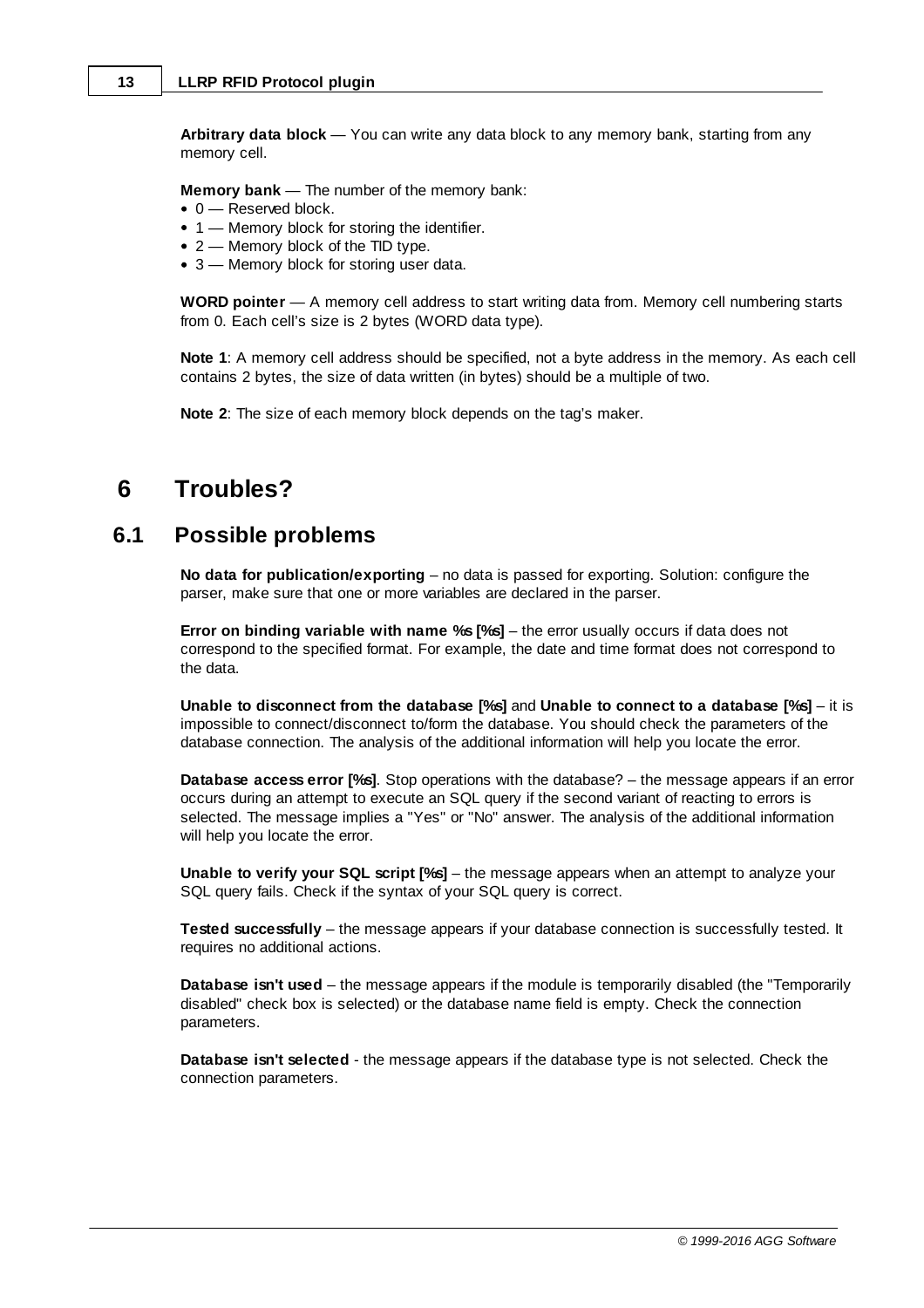**Arbitrary data block** — You can write any data block to any memory bank, starting from any memory cell.

**Memory bank** — The number of the memory bank:

- 0 — Reserved block.
- 1 — Memory block for storing the identifier.
- 2 — Memory block of the TID type.
- 3 — Memory block for storing user data.

**WORD pointer** — A memory cell address to start writing data from. Memory cell numbering starts from 0. Each cell's size is 2 bytes (WORD data type).

**Note 1**: A memory cell address should be specified, not a byte address in the memory. As each cell contains 2 bytes, the size of data written (in bytes) should be a multiple of two.

**Note 2**: The size of each memory block depends on the tag's maker.

# 6 Troubles?

## 6.1 Possible problems

**No data for publication/exporting** – no data is passed for exporting. Solution: configure the parser, make sure that one or more variables are declared in the parser.

**Error on binding variable with name %s [%s]** – the error usually occurs if data does not correspond to the specified format. For example, the date and time format does not correspond to the data.

**Unable to disconnect from the database [%s]** and **Unable to connect to a database [%s]** – it is impossible to connect/disconnect to/form the database. You should check the parameters of the database connection. The analysis of the additional information will help you locate the error.

**Database access error [%s]**. Stop operations with the database? – the message appears if an error occurs during an attempt to execute an SQL query if the second variant of reacting to errors is selected. The message implies a "Yes" or "No" answer. The analysis of the additional information will help you locate the error.

**Unable to verify your SQL script [%s]** – the message appears when an attempt to analyze your SQL query fails. Check if the syntax of your SQL query is correct.

**Tested successfully** – the message appears if your database connection is successfully tested. It requires no additional actions.

**Database isn't used** – the message appears if the module is temporarily disabled (the "Temporarily disabled" check box is selected) or the database name field is empty. Check the connection parameters.

**Database isn't selected** - the message appears if the database type is not selected. Check the connection parameters.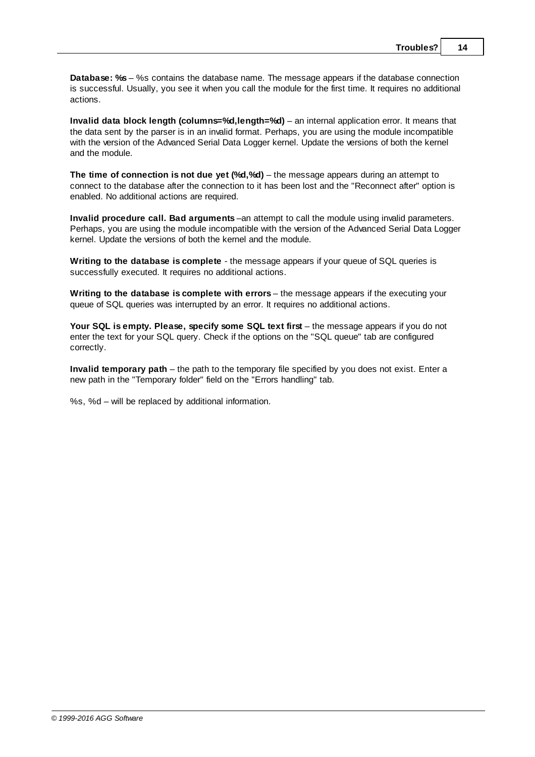**Database: %s** – %s contains the database name. The message appears if the database connection is successful. Usually, you see it when you call the module for the first time. It requires no additional actions.

**Invalid data block length (columns=%d,length=%d)** – an internal application error. It means that the data sent by the parser is in an invalid format. Perhaps, you are using the module incompatible with the version of the Advanced Serial Data Logger kernel. Update the versions of both the kernel and the module.

**The time of connection is not due yet (%d,%d)** – the message appears during an attempt to connect to the database after the connection to it has been lost and the "Reconnect after" option is enabled. No additional actions are required.

**Invalid procedure call. Bad arguments** –an attempt to call the module using invalid parameters. Perhaps, you are using the module incompatible with the version of the Advanced Serial Data Logger kernel. Update the versions of both the kernel and the module.

**Writing to the database is complete** - the message appears if your queue of SQL queries is successfully executed. It requires no additional actions.

**Writing to the database is complete with errors** – the message appears if the executing your queue of SQL queries was interrupted by an error. It requires no additional actions.

**Your SQL is empty. Please, specify some SQL text first** – the message appears if you do not enter the text for your SQL query. Check if the options on the "SQL queue" tab are configured correctly.

**Invalid temporary path** – the path to the temporary file specified by you does not exist. Enter a new path in the "Temporary folder" field on the "Errors handling" tab.

%s, %d – will be replaced by additional information.